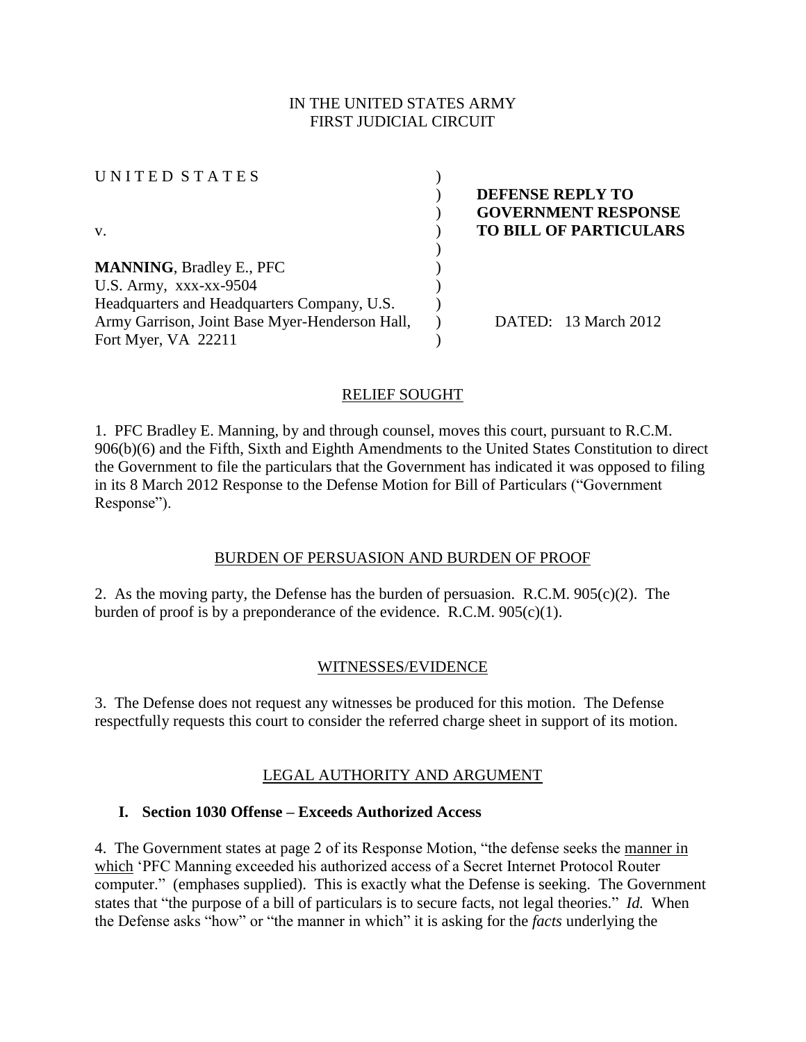IN THE UNITED STATES ARMY
FIRST JUDICIAL CIRCUIT

| | | |
|---|---|---|
| U N I T E D S T A T E S | ) | |
| | ) | **DEFENSE REPLY TO** |
| | ) | **GOVERNMENT RESPONSE** |
| v. | ) | **TO BILL OF PARTICULARS** |
| | ) | |
| **MANNING**, Bradley E., PFC | ) | |
| U.S. Army, xxx-xx-9504 | ) | |
| Headquarters and Headquarters Company, U.S. | ) | |
| Army Garrison, Joint Base Myer-Henderson Hall, | ) | DATED: 13 March 2012 |
| Fort Myer, VA 22211 | ) | |

## RELIEF SOUGHT

1. PFC Bradley E. Manning, by and through counsel, moves this court, pursuant to R.C.M. 906(b)(6) and the Fifth, Sixth and Eighth Amendments to the United States Constitution to direct the Government to file the particulars that the Government has indicated it was opposed to filing in its 8 March 2012 Response to the Defense Motion for Bill of Particulars ("Government Response").

## BURDEN OF PERSUASION AND BURDEN OF PROOF

2. As the moving party, the Defense has the burden of persuasion. R.C.M. 905(c)(2). The burden of proof is by a preponderance of the evidence. R.C.M. 905(c)(1).

## WITNESSES/EVIDENCE

3. The Defense does not request any witnesses be produced for this motion. The Defense respectfully requests this court to consider the referred charge sheet in support of its motion.

## LEGAL AUTHORITY AND ARGUMENT

### I. Section 1030 Offense – Exceeds Authorized Access

4. The Government states at page 2 of its Response Motion, "the defense seeks the manner in which 'PFC Manning exceeded his authorized access of a Secret Internet Protocol Router computer." (emphases supplied). This is exactly what the Defense is seeking. The Government states that "the purpose of a bill of particulars is to secure facts, not legal theories." *Id.* When the Defense asks "how" or "the manner in which" it is asking for the *facts* underlying the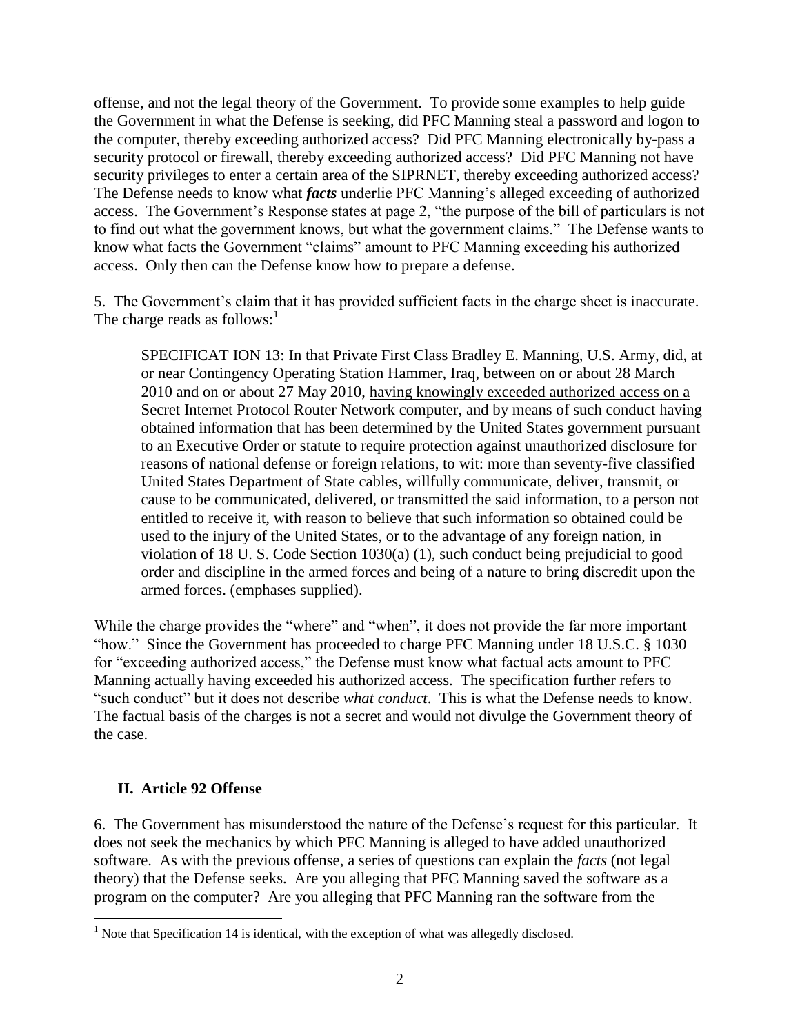offense, and not the legal theory of the Government. To provide some examples to help guide the Government in what the Defense is seeking, did PFC Manning steal a password and logon to the computer, thereby exceeding authorized access? Did PFC Manning electronically by-pass a security protocol or firewall, thereby exceeding authorized access? Did PFC Manning not have security privileges to enter a certain area of the SIPRNET, thereby exceeding authorized access? The Defense needs to know what ***facts*** underlie PFC Manning's alleged exceeding of authorized access. The Government's Response states at page 2, "the purpose of the bill of particulars is not to find out what the government knows, but what the government claims." The Defense wants to know what facts the Government "claims" amount to PFC Manning exceeding his authorized access. Only then can the Defense know how to prepare a defense.

5. The Government's claim that it has provided sufficient facts in the charge sheet is inaccurate. The charge reads as follows:[1]

> SPECIFICAT ION 13: In that Private First Class Bradley E. Manning, U.S. Army, did, at or near Contingency Operating Station Hammer, Iraq, between on or about 28 March 2010 and on or about 27 May 2010, <u>having knowingly exceeded authorized access on a Secret Internet Protocol Router Network computer</u>, and by means of <u>such conduct</u> having obtained information that has been determined by the United States government pursuant to an Executive Order or statute to require protection against unauthorized disclosure for reasons of national defense or foreign relations, to wit: more than seventy-five classified United States Department of State cables, willfully communicate, deliver, transmit, or cause to be communicated, delivered, or transmitted the said information, to a person not entitled to receive it, with reason to believe that such information so obtained could be used to the injury of the United States, or to the advantage of any foreign nation, in violation of 18 U. S. Code Section 1030(a) (1), such conduct being prejudicial to good order and discipline in the armed forces and being of a nature to bring discredit upon the armed forces. (emphases supplied).

While the charge provides the "where" and "when", it does not provide the far more important "how." Since the Government has proceeded to charge PFC Manning under 18 U.S.C. § 1030 for "exceeding authorized access," the Defense must know what factual acts amount to PFC Manning actually having exceeded his authorized access. The specification further refers to "such conduct" but it does not describe *what conduct*. This is what the Defense needs to know. The factual basis of the charges is not a secret and would not divulge the Government theory of the case.

## II. Article 92 Offense

6. The Government has misunderstood the nature of the Defense's request for this particular. It does not seek the mechanics by which PFC Manning is alleged to have added unauthorized software. As with the previous offense, a series of questions can explain the *facts* (not legal theory) that the Defense seeks. Are you alleging that PFC Manning saved the software as a program on the computer? Are you alleging that PFC Manning ran the software from the

[1] Note that Specification 14 is identical, with the exception of what was allegedly disclosed.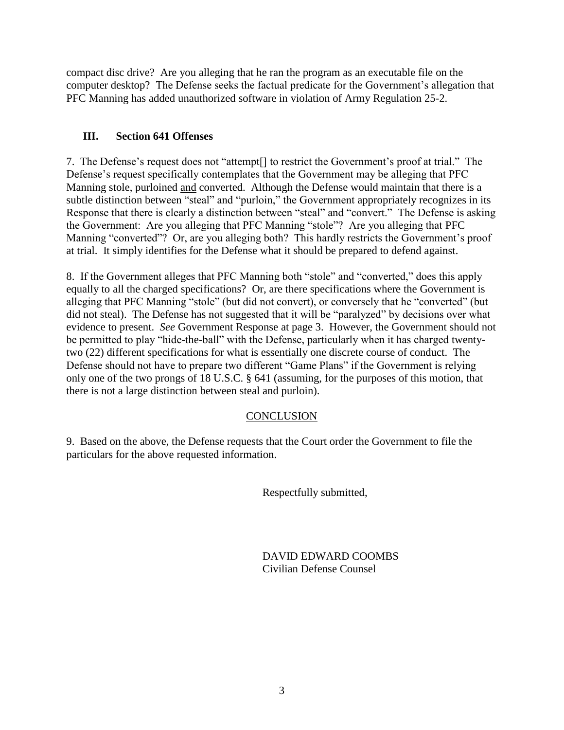compact disc drive? Are you alleging that he ran the program as an executable file on the computer desktop? The Defense seeks the factual predicate for the Government's allegation that PFC Manning has added unauthorized software in violation of Army Regulation 25-2.

### III. Section 641 Offenses

7. The Defense's request does not "attempt[] to restrict the Government's proof at trial." The Defense's request specifically contemplates that the Government may be alleging that PFC Manning stole, purloined <u>and</u> converted. Although the Defense would maintain that there is a subtle distinction between "steal" and "purloin," the Government appropriately recognizes in its Response that there is clearly a distinction between "steal" and "convert." The Defense is asking the Government: Are you alleging that PFC Manning "stole"? Are you alleging that PFC Manning "converted"? Or, are you alleging both? This hardly restricts the Government's proof at trial. It simply identifies for the Defense what it should be prepared to defend against.

8. If the Government alleges that PFC Manning both "stole" and "converted," does this apply equally to all the charged specifications? Or, are there specifications where the Government is alleging that PFC Manning "stole" (but did not convert), or conversely that he "converted" (but did not steal). The Defense has not suggested that it will be "paralyzed" by decisions over what evidence to present. *See* Government Response at page 3. However, the Government should not be permitted to play "hide-the-ball" with the Defense, particularly when it has charged twenty-two (22) different specifications for what is essentially one discrete course of conduct. The Defense should not have to prepare two different "Game Plans" if the Government is relying only one of the two prongs of 18 U.S.C. § 641 (assuming, for the purposes of this motion, that there is not a large distinction between steal and purloin).

<u>CONCLUSION</u>

9. Based on the above, the Defense requests that the Court order the Government to file the particulars for the above requested information.

Respectfully submitted,

DAVID EDWARD COOMBS
Civilian Defense Counsel